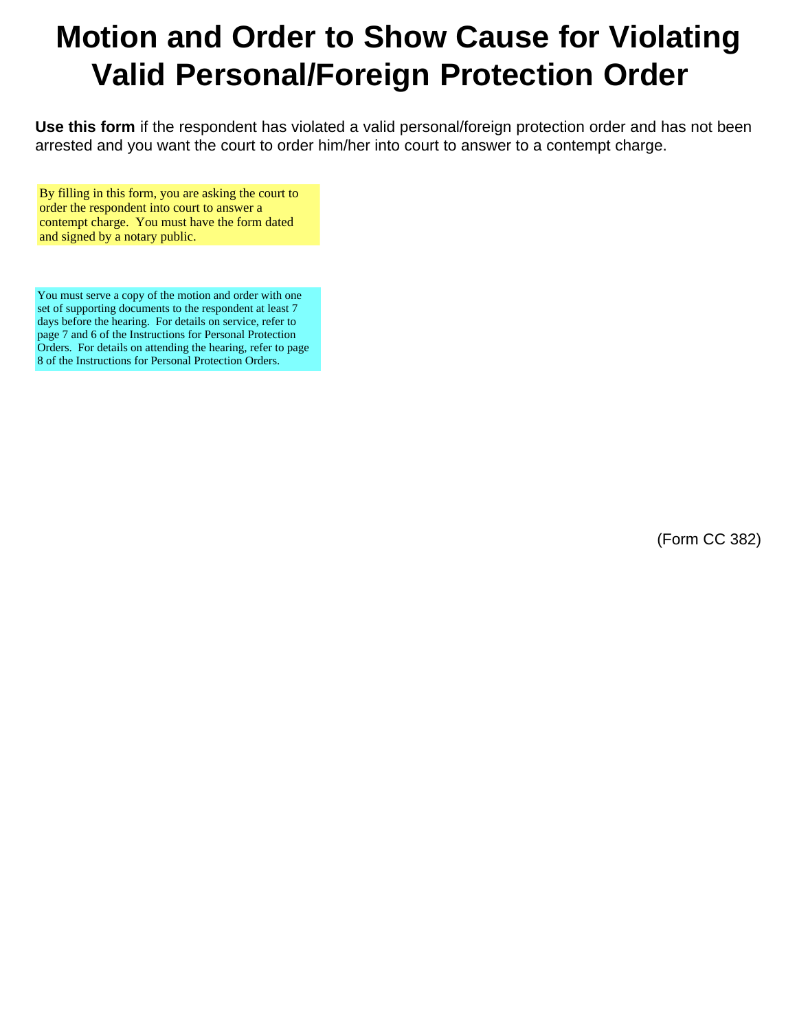# Motion and Order to Show Cause for Violating Valid Personal/Foreign Protection Order

**Use this form** if the respondent has violated a valid personal/foreign protection order and has not been arrested and you want the court to order him/her into court to answer to a contempt charge.

By filling in this form, you are asking the court to order the respondent into court to answer a contempt charge. You must have the form dated and signed by a notary public.

You must serve a copy of the motion and order with one set of supporting documents to the respondent at least 7 days before the hearing. For details on service, refer to page 7 and 6 of the Instructions for Personal Protection Orders. For details on attending the hearing, refer to page 8 of the Instructions for Personal Protection Orders.

(Form CC 382)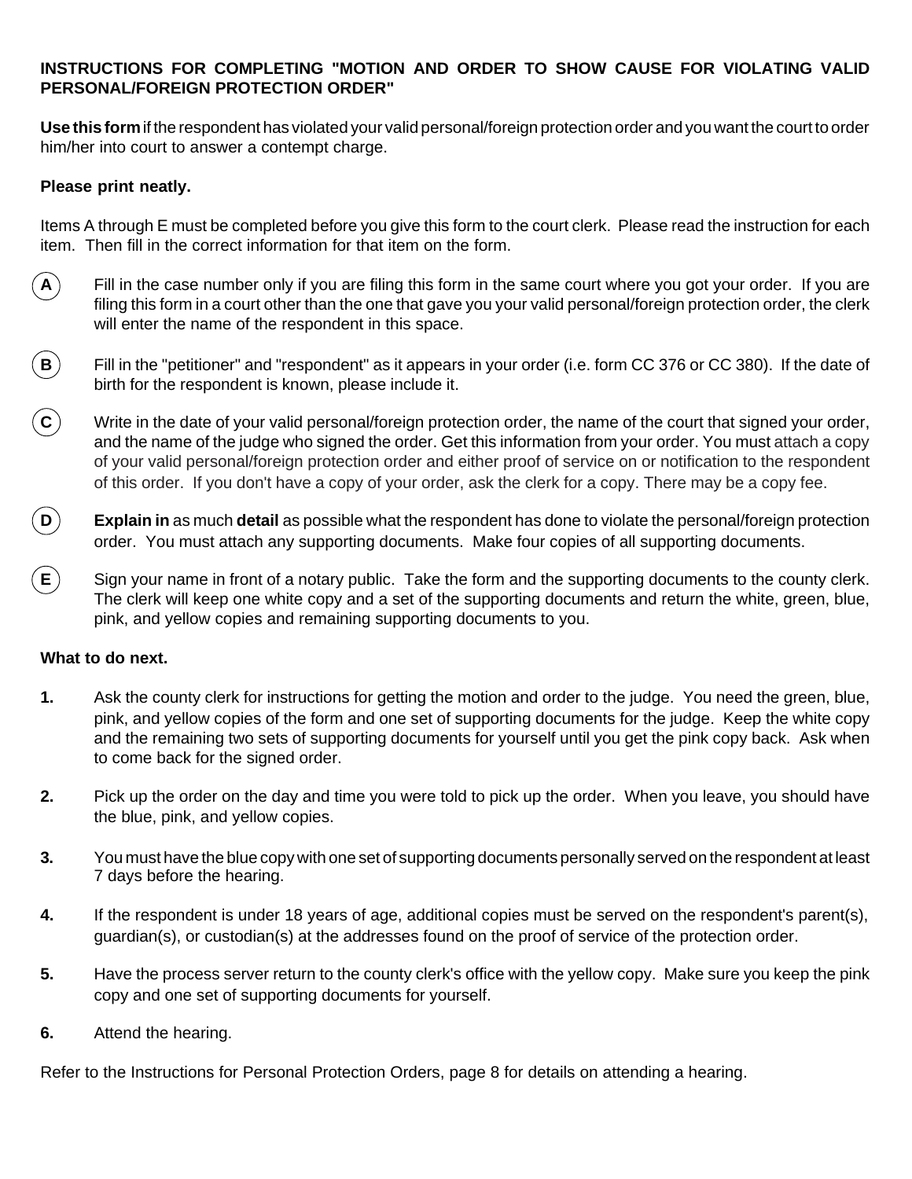**INSTRUCTIONS FOR COMPLETING "MOTION AND ORDER TO SHOW CAUSE FOR VIOLATING VALID PERSONAL/FOREIGN PROTECTION ORDER"**

**Use this form** if the respondent has violated your valid personal/foreign protection order and you want the court to order him/her into court to answer a contempt charge.

**Please print neatly.**

Items A through E must be completed before you give this form to the court clerk. Please read the instruction for each item. Then fill in the correct information for that item on the form.

**A** Fill in the case number only if you are filing this form in the same court where you got your order. If you are filing this form in a court other than the one that gave you your valid personal/foreign protection order, the clerk will enter the name of the respondent in this space.

**B** Fill in the "petitioner" and "respondent" as it appears in your order (i.e. form CC 376 or CC 380). If the date of birth for the respondent is known, please include it.

**C** Write in the date of your valid personal/foreign protection order, the name of the court that signed your order, and the name of the judge who signed the order. Get this information from your order. You must attach a copy of your valid personal/foreign protection order and either proof of service on or notification to the respondent of this order. If you don't have a copy of your order, ask the clerk for a copy. There may be a copy fee.

**D** **Explain in** as much **detail** as possible what the respondent has done to violate the personal/foreign protection order. You must attach any supporting documents. Make four copies of all supporting documents.

**E** Sign your name in front of a notary public. Take the form and the supporting documents to the county clerk. The clerk will keep one white copy and a set of the supporting documents and return the white, green, blue, pink, and yellow copies and remaining supporting documents to you.

**What to do next.**

**1.** Ask the county clerk for instructions for getting the motion and order to the judge. You need the green, blue, pink, and yellow copies of the form and one set of supporting documents for the judge. Keep the white copy and the remaining two sets of supporting documents for yourself until you get the pink copy back. Ask when to come back for the signed order.

**2.** Pick up the order on the day and time you were told to pick up the order. When you leave, you should have the blue, pink, and yellow copies.

**3.** You must have the blue copy with one set of supporting documents personally served on the respondent at least 7 days before the hearing.

**4.** If the respondent is under 18 years of age, additional copies must be served on the respondent's parent(s), guardian(s), or custodian(s) at the addresses found on the proof of service of the protection order.

**5.** Have the process server return to the county clerk's office with the yellow copy. Make sure you keep the pink copy and one set of supporting documents for yourself.

**6.** Attend the hearing.

Refer to the Instructions for Personal Protection Orders, page 8 for details on attending a hearing.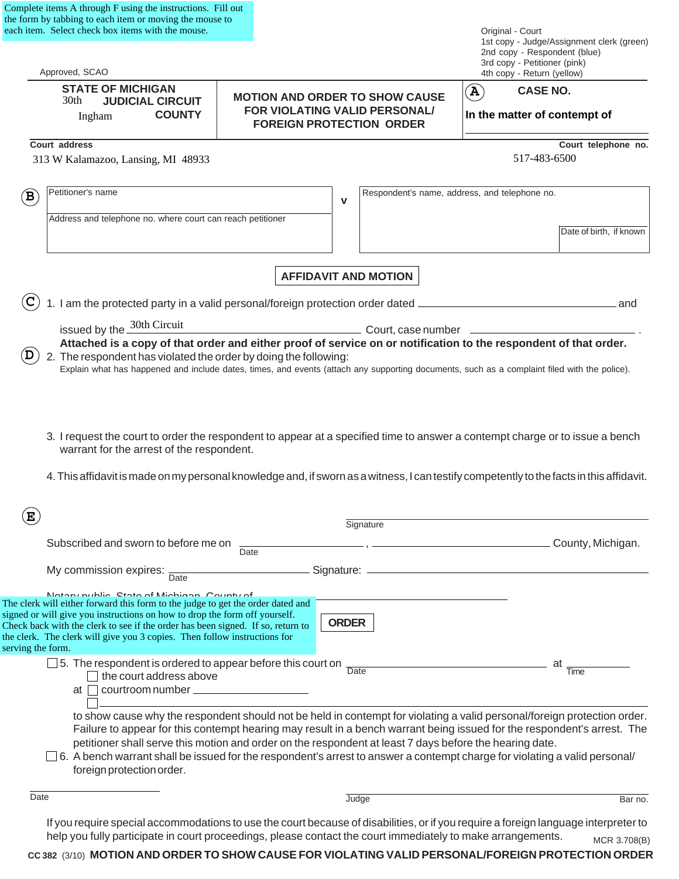Complete items A through F using the instructions. Fill out the form by tabbing to each item or moving the mouse to each item. Select check box items with the mouse.

Original - Court
1st copy - Judge/Assignment clerk (green)
2nd copy - Respondent (blue)
3rd copy - Petitioner (pink)
4th copy - Return (yellow)

Approved, SCAO

| STATE OF MICHIGAN<br>30th JUDICIAL CIRCUIT<br>Ingham COUNTY | **MOTION AND ORDER TO SHOW CAUSE FOR VIOLATING VALID PERSONAL/ FOREIGN PROTECTION ORDER** | (A) CASE NO.<br>**In the matter of contempt of** |
|---|---|---|

**Court address**
313 W Kalamazoo, Lansing, MI 48933

**Court telephone no.**
517-483-6500

(B)

| Petitioner's name | v | Respondent's name, address, and telephone no. |
|---|---|---|
| Address and telephone no. where court can reach petitioner | | Date of birth, if known |

## AFFIDAVIT AND MOTION

(C) 1. I am the protected party in a valid personal/foreign protection order dated ______________________ and issued by the 30th Circuit Court, case number ______________________.
**Attached is a copy of that order and either proof of service on or notification to the respondent of that order.**

(D) 2. The respondent has violated the order by doing the following:
Explain what has happened and include dates, times, and events (attach any supporting documents, such as a complaint filed with the police).

3. I request the court to order the respondent to appear at a specified time to answer a contempt charge or to issue a bench warrant for the arrest of the respondent.

4. This affidavit is made on my personal knowledge and, if sworn as a witness, I can testify competently to the facts in this affidavit.

(E)

______________________
Signature

Subscribed and sworn to before me on ______________________ , ______________________ County, Michigan.
Date

My commission expires: ______________________ Signature: ______________________
Date

Notary public, State of Michigan, County of ______________________

The clerk will either forward this form to the judge to get the order dated and signed or will give you instructions on how to drop the form off yourself. Check back with the clerk to see if the order has been signed. If so, return to the clerk. The clerk will give you 3 copies. Then follow instructions for serving the form.

## ORDER

☐ 5. The respondent is ordered to appear before this court on ______________________ at ______________
Date Time
☐ the court address above
at ☐ courtroom number ______________
☐ ______________________

to show cause why the respondent should not be held in contempt for violating a valid personal/foreign protection order. Failure to appear for this contempt hearing may result in a bench warrant being issued for the respondent's arrest. The petitioner shall serve this motion and order on the respondent at least 7 days before the hearing date.

☐ 6. A bench warrant shall be issued for the respondent's arrest to answer a contempt charge for violating a valid personal/ foreign protection order.

______________________ ______________________
Date Judge Bar no.

If you require special accommodations to use the court because of disabilities, or if you require a foreign language interpreter to help you fully participate in court proceedings, please contact the court immediately to make arrangements. MCR 3.708(B)

CC 382 (3/10) **MOTION AND ORDER TO SHOW CAUSE FOR VIOLATING VALID PERSONAL/FOREIGN PROTECTION ORDER**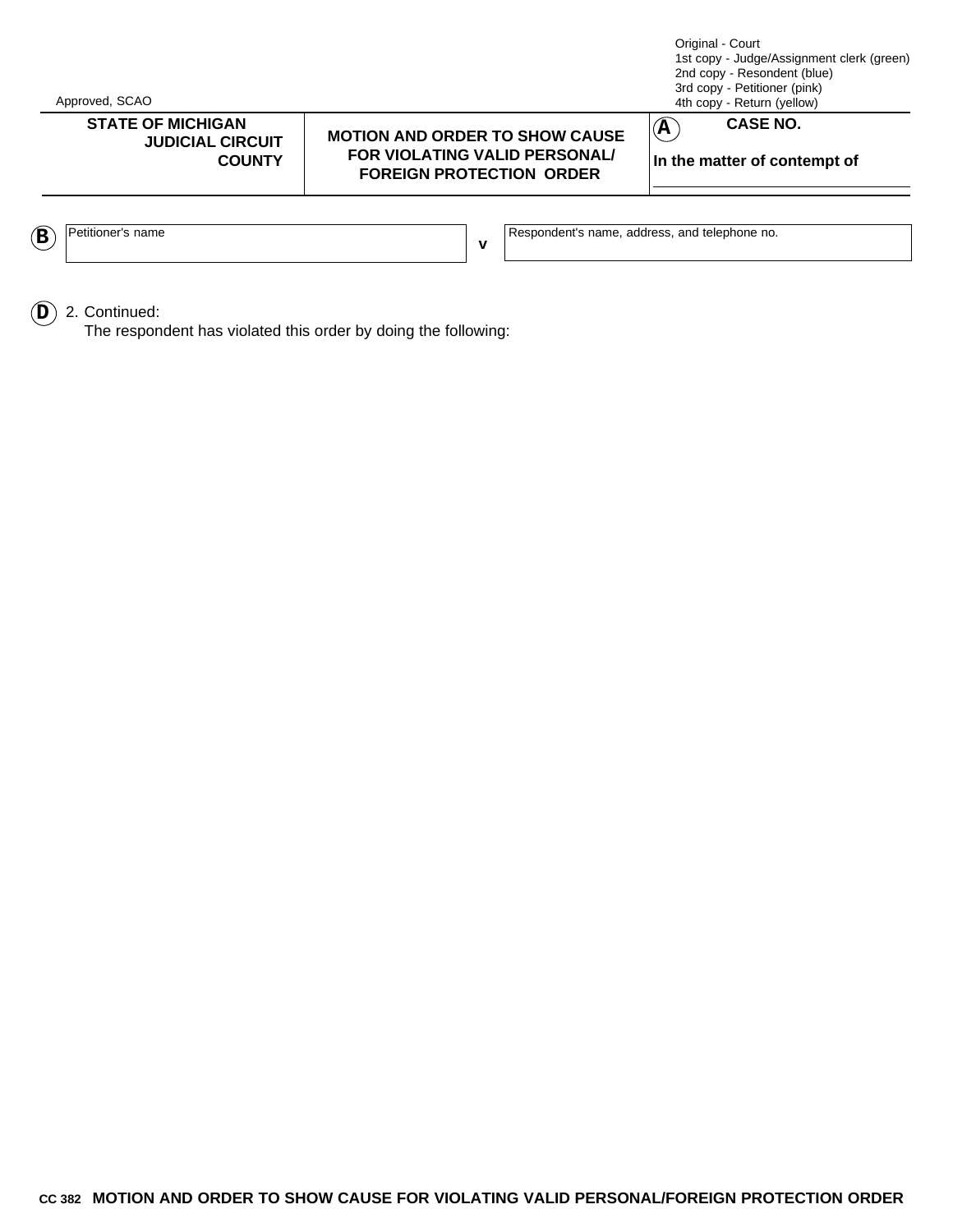Original - Court
1st copy - Judge/Assignment clerk (green)
2nd copy - Resondent (blue)
3rd copy - Petitioner (pink)
4th copy - Return (yellow)

Approved, SCAO

| STATE OF MICHIGAN JUDICIAL CIRCUIT COUNTY | MOTION AND ORDER TO SHOW CAUSE FOR VIOLATING VALID PERSONAL/ FOREIGN PROTECTION ORDER | (A) CASE NO. In the matter of contempt of |
|---|---|---|

(B)

| Petitioner's name | v | Respondent's name, address, and telephone no. |
|---|---|---|
| | | |

(D) 2. Continued:
The respondent has violated this order by doing the following:

CC 382 MOTION AND ORDER TO SHOW CAUSE FOR VIOLATING VALID PERSONAL/FOREIGN PROTECTION ORDER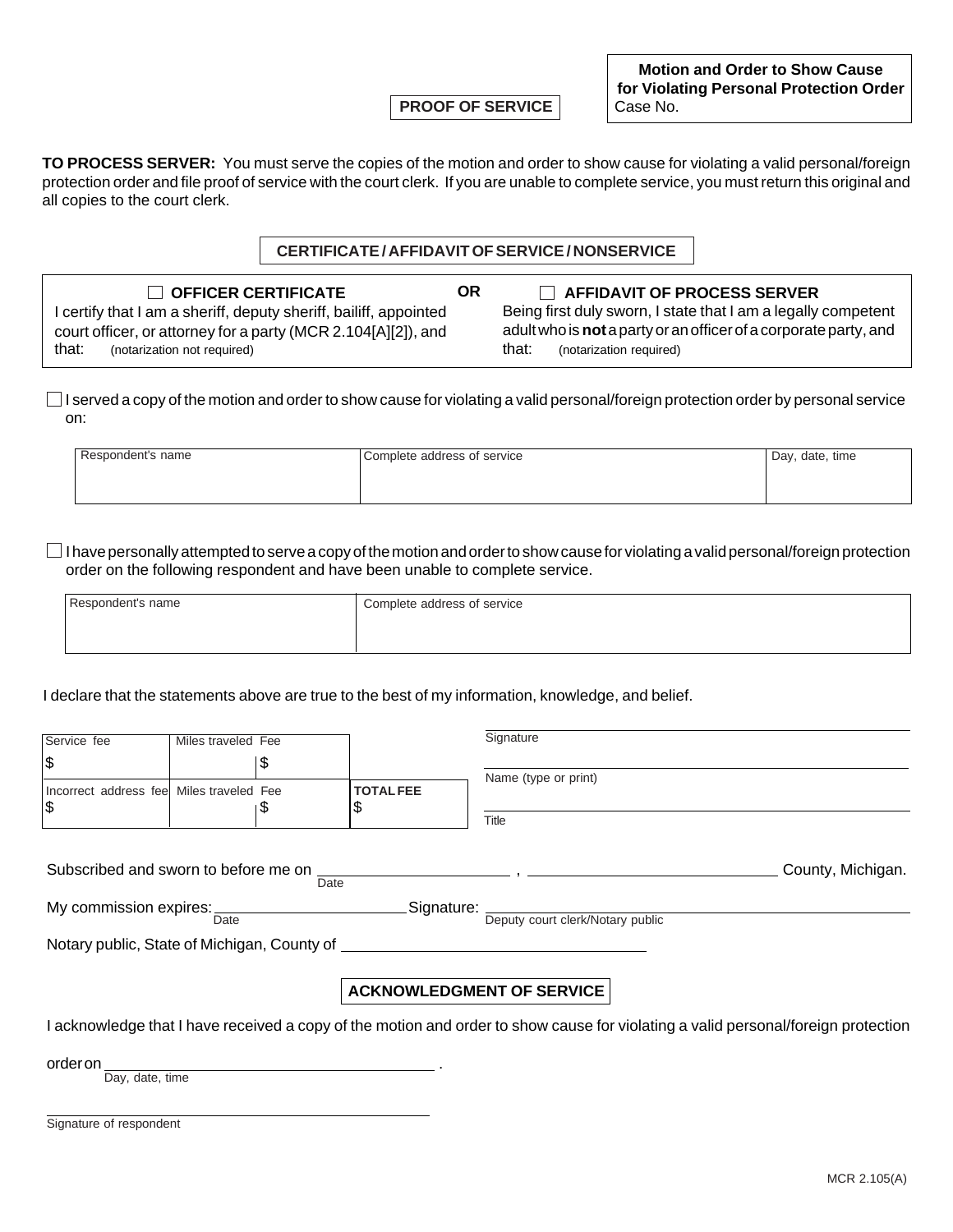**PROOF OF SERVICE**

**Motion and Order to Show Cause for Violating Personal Protection Order**
Case No.

**TO PROCESS SERVER:** You must serve the copies of the motion and order to show cause for violating a valid personal/foreign protection order and file proof of service with the court clerk. If you are unable to complete service, you must return this original and all copies to the court clerk.

## CERTIFICATE / AFFIDAVIT OF SERVICE / NONSERVICE

| ☐ **OFFICER CERTIFICATE** | **OR** | ☐ **AFFIDAVIT OF PROCESS SERVER** |
|---|---|---|
| I certify that I am a sheriff, deputy sheriff, bailiff, appointed court officer, or attorney for a party (MCR 2.104[A][2]), and that: (notarization not required) | | Being first duly sworn, I state that I am a legally competent adult who is **not** a party or an officer of a corporate party, and that: (notarization required) |

☐ I served a copy of the motion and order to show cause for violating a valid personal/foreign protection order by personal service on:

| Respondent's name | Complete address of service | Day, date, time |
|---|---|---|
| | | |

☐ I have personally attempted to serve a copy of the motion and order to show cause for violating a valid personal/foreign protection order on the following respondent and have been unable to complete service.

| Respondent's name | Complete address of service |
|---|---|
| | |

I declare that the statements above are true to the best of my information, knowledge, and belief.

| Service fee | Miles traveled | Fee | |
|---|---|---|---|
| $ | | $ | |
| Incorrect address fee | Miles traveled | Fee | **TOTAL FEE** |
| $ | | $ | $ |

Signature

Name (type or print)

Title

Subscribed and sworn to before me on ____________ (Date), ____________ County, Michigan.

My commission expires: ____________ (Date) Signature: ____________ (Deputy court clerk/Notary public)

Notary public, State of Michigan, County of ____________

## ACKNOWLEDGMENT OF SERVICE

I acknowledge that I have received a copy of the motion and order to show cause for violating a valid personal/foreign protection order on ____________ (Day, date, time).

____________
Signature of respondent

MCR 2.105(A)